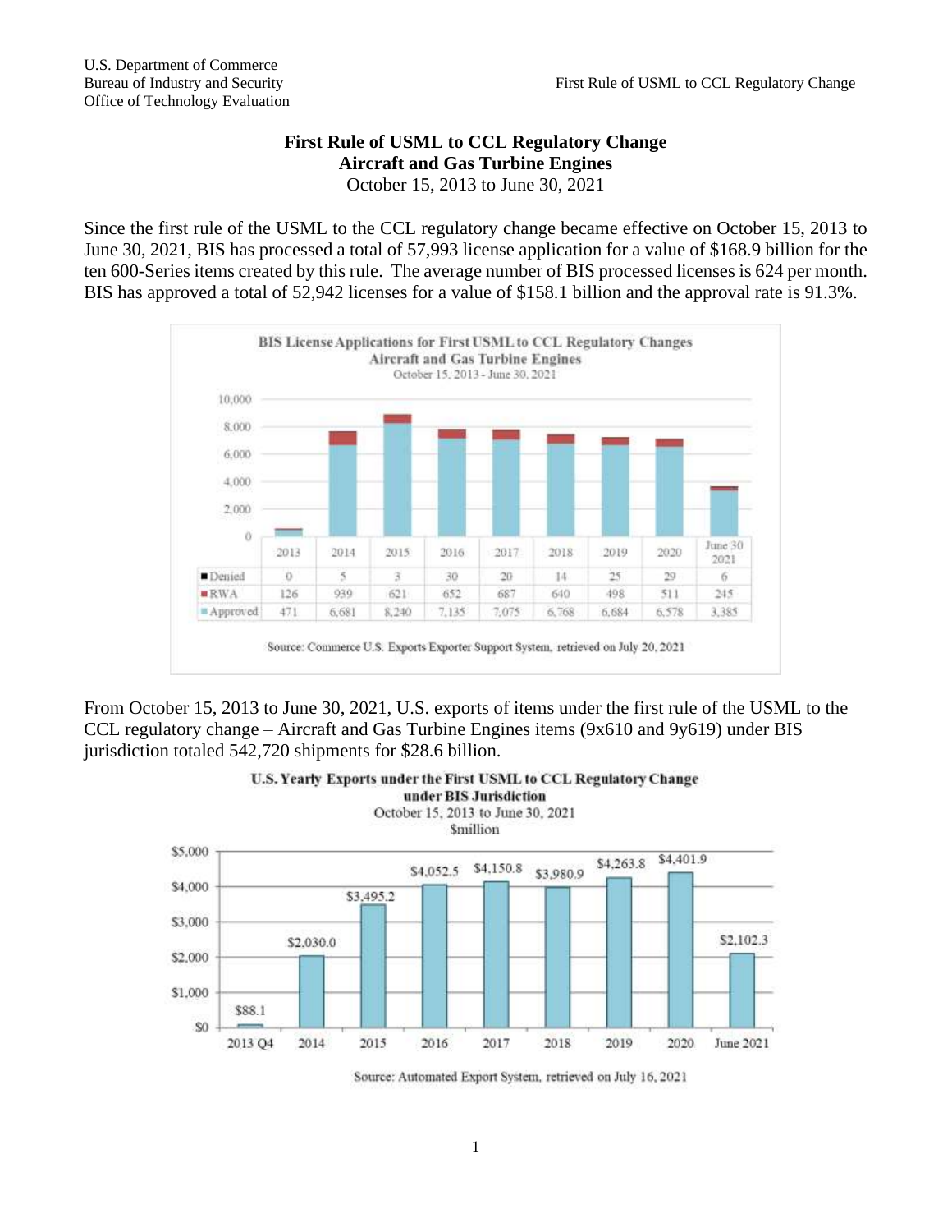# First Rule of USML to CCL Regulatory Change
## Aircraft and Gas Turbine Engines
October 15, 2013 to June 30, 2021

Since the first rule of the USML to the CCL regulatory change became effective on October 15, 2013 to June 30, 2021, BIS has processed a total of 57,993 license application for a value of $168.9 billion for the ten 600-Series items created by this rule. The average number of BIS processed licenses is 624 per month. BIS has approved a total of 52,942 licenses for a value of $158.1 billion and the approval rate is 91.3%.

BIS License Applications for First USML to CCL Regulatory Changes
Aircraft and Gas Turbine Engines
October 15, 2013 - June 30, 2021

10,000
8,000
6,000
4,000
2,000
0

| | 2013 | 2014 | 2015 | 2016 | 2017 | 2018 | 2019 | 2020 | June 30 2021 |
|---|---|---|---|---|---|---|---|---|---|
| Denied | 0 | 5 | 3 | 30 | 20 | 14 | 25 | 29 | 6 |
| RWA | 126 | 939 | 621 | 652 | 687 | 640 | 498 | 511 | 245 |
| Approved | 471 | 6,681 | 8,240 | 7,135 | 7,075 | 6,768 | 6,684 | 6,578 | 3,385 |

Source: Commerce U.S. Exports Exporter Support System, retrieved on July 20, 2021

From October 15, 2013 to June 30, 2021, U.S. exports of items under the first rule of the USML to the CCL regulatory change – Aircraft and Gas Turbine Engines items (9x610 and 9y619) under BIS jurisdiction totaled 542,720 shipments for $28.6 billion.

U.S. Yearly Exports under the First USML to CCL Regulatory Change
under BIS Jurisdiction
October 15, 2013 to June 30, 2021
$million

$5,000
$4,000
$3,000
$2,000
$1,000
$0

2013 Q4: $88.1
2014: $2,030.0
2015: $3,495.2
2016: $4,052.5
2017: $4,150.8
2018: $3,980.9
2019: $4,263.8
2020: $4,401.9
June 2021: $2,102.3

Source: Automated Export System, retrieved on July 16, 2021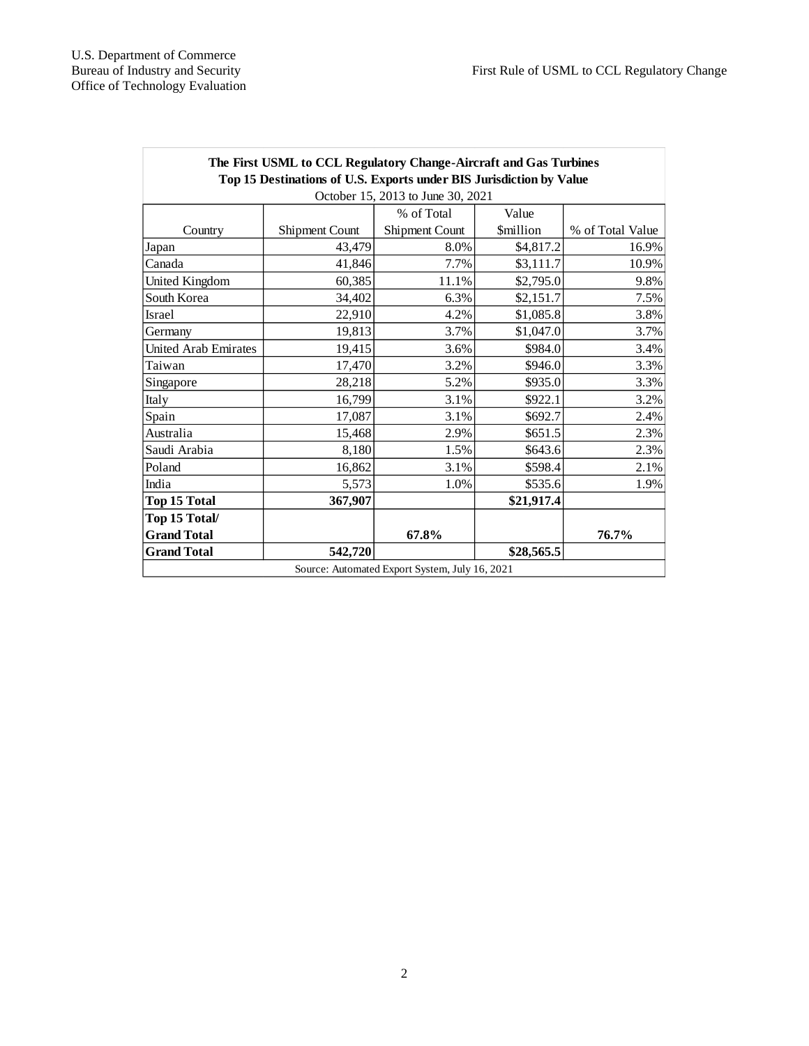**The First USML to CCL Regulatory Change-Aircraft and Gas Turbines**
**Top 15 Destinations of U.S. Exports under BIS Jurisdiction by Value**
October 15, 2013 to June 30, 2021

| Country | Shipment Count | % of Total Shipment Count | Value $million | % of Total Value |
|---|---|---|---|---|
| Japan | 43,479 | 8.0% | $4,817.2 | 16.9% |
| Canada | 41,846 | 7.7% | $3,111.7 | 10.9% |
| United Kingdom | 60,385 | 11.1% | $2,795.0 | 9.8% |
| South Korea | 34,402 | 6.3% | $2,151.7 | 7.5% |
| Israel | 22,910 | 4.2% | $1,085.8 | 3.8% |
| Germany | 19,813 | 3.7% | $1,047.0 | 3.7% |
| United Arab Emirates | 19,415 | 3.6% | $984.0 | 3.4% |
| Taiwan | 17,470 | 3.2% | $946.0 | 3.3% |
| Singapore | 28,218 | 5.2% | $935.0 | 3.3% |
| Italy | 16,799 | 3.1% | $922.1 | 3.2% |
| Spain | 17,087 | 3.1% | $692.7 | 2.4% |
| Australia | 15,468 | 2.9% | $651.5 | 2.3% |
| Saudi Arabia | 8,180 | 1.5% | $643.6 | 2.3% |
| Poland | 16,862 | 3.1% | $598.4 | 2.1% |
| India | 5,573 | 1.0% | $535.6 | 1.9% |
| **Top 15 Total** | **367,907** | | **$21,917.4** | |
| **Top 15 Total/ Grand Total** | | **67.8%** | | **76.7%** |
| **Grand Total** | **542,720** | | **$28,565.5** | |

Source: Automated Export System, July 16, 2021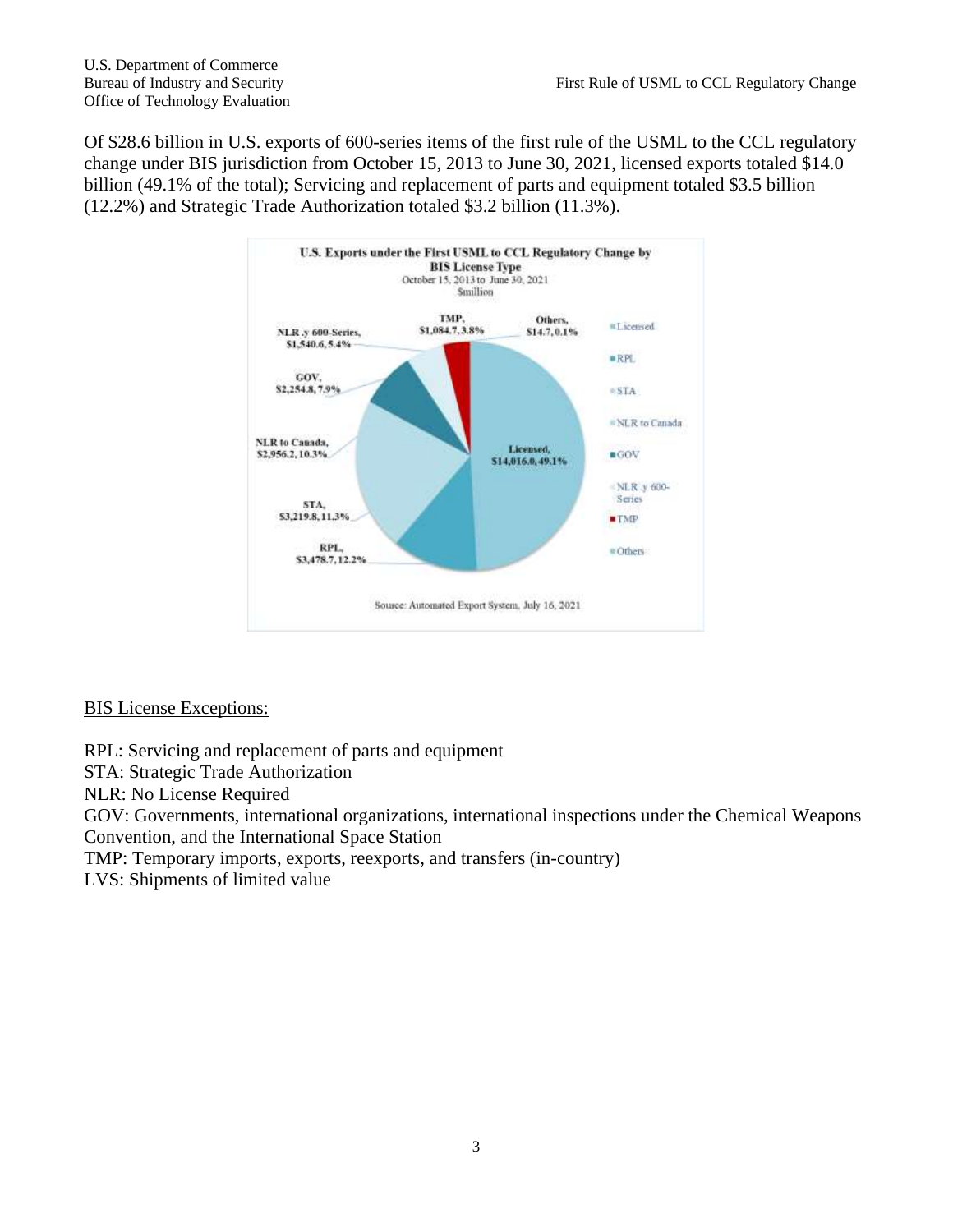Of $28.6 billion in U.S. exports of 600-series items of the first rule of the USML to the CCL regulatory change under BIS jurisdiction from October 15, 2013 to June 30, 2021, licensed exports totaled $14.0 billion (49.1% of the total); Servicing and replacement of parts and equipment totaled $3.5 billion (12.2%) and Strategic Trade Authorization totaled $3.2 billion (11.3%).

U.S. Exports under the First USML to CCL Regulatory Change by BIS License Type
October 15, 2013 to June 30, 2021
$million

NLR .y 600-Series, $1,540.6, 5.4%
TMP, $1,084.7, 3.8%
Others, $14.7, 0.1%
GOV, $2,254.8, 7.9%
NLR to Canada, $2,956.2, 10.3%
Licensed, $14,016.0, 49.1%
STA, $3,219.8, 11.3%
RPL, $3,478.7, 12.2%

Licensed
RPL
STA
NLR to Canada
GOV
NLR .y 600-Series
TMP
Others

Source: Automated Export System, July 16, 2021

<u>BIS License Exceptions:</u>

RPL: Servicing and replacement of parts and equipment
STA: Strategic Trade Authorization
NLR: No License Required
GOV: Governments, international organizations, international inspections under the Chemical Weapons Convention, and the International Space Station
TMP: Temporary imports, exports, reexports, and transfers (in-country)
LVS: Shipments of limited value